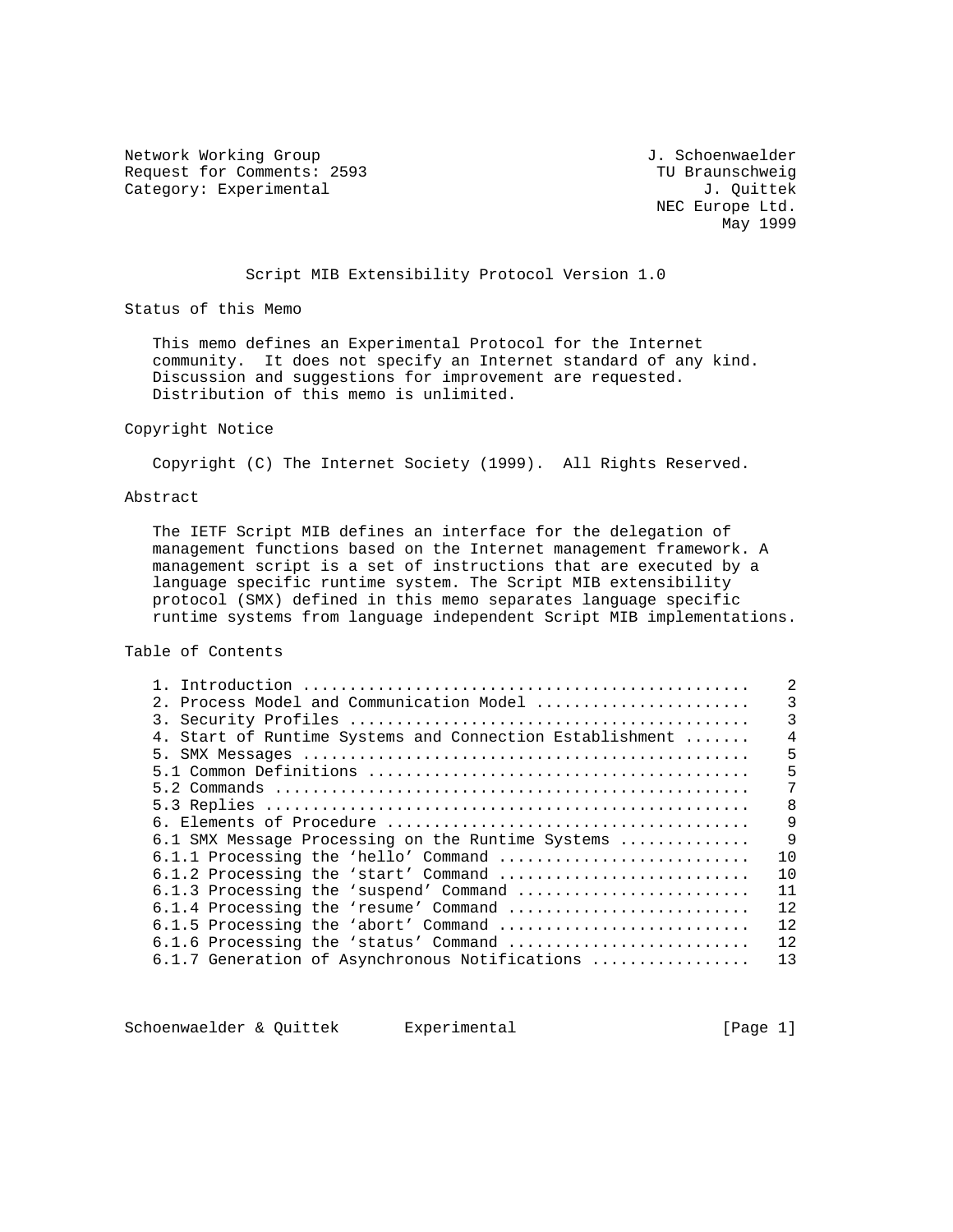Network Working Group J. Schoenwaelder
Request for Comments: 2593 TU Braunschweig
Category: Experimental J. Quittek
NEC Europe Ltd.
May 1999

# Script MIB Extensibility Protocol Version 1.0

## Status of this Memo

This memo defines an Experimental Protocol for the Internet community. It does not specify an Internet standard of any kind. Discussion and suggestions for improvement are requested. Distribution of this memo is unlimited.

## Copyright Notice

Copyright (C) The Internet Society (1999). All Rights Reserved.

## Abstract

The IETF Script MIB defines an interface for the delegation of management functions based on the Internet management framework. A management script is a set of instructions that are executed by a language specific runtime system. The Script MIB extensibility protocol (SMX) defined in this memo separates language specific runtime systems from language independent Script MIB implementations.

## Table of Contents

```
1. Introduction ................................................  2
2. Process Model and Communication Model .......................  3
3. Security Profiles ...........................................  3
4. Start of Runtime Systems and Connection Establishment .......  4
5. SMX Messages ................................................  5
5.1 Common Definitions .........................................  5
5.2 Commands ...................................................  7
5.3 Replies ....................................................  8
6. Elements of Procedure .......................................  9
6.1 SMX Message Processing on the Runtime Systems ..............  9
6.1.1 Processing the 'hello' Command ........................... 10
6.1.2 Processing the 'start' Command ........................... 10
6.1.3 Processing the 'suspend' Command ......................... 11
6.1.4 Processing the 'resume' Command .......................... 12
6.1.5 Processing the 'abort' Command ........................... 12
6.1.6 Processing the 'status' Command .......................... 12
6.1.7 Generation of Asynchronous Notifications ................. 13
```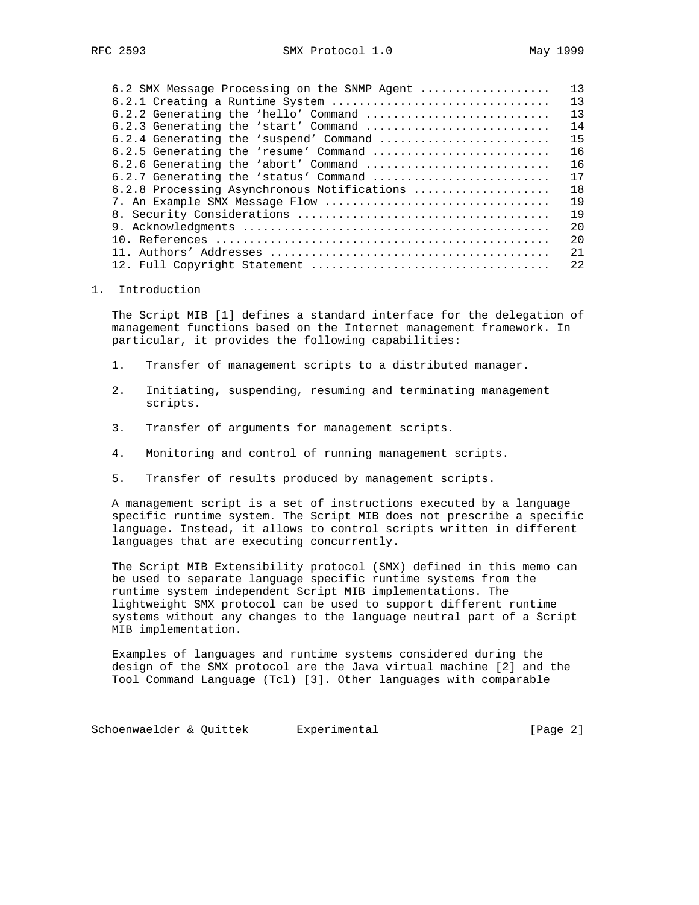| | |
|---|---|
| 6.2 SMX Message Processing on the SNMP Agent | 13 |
| 6.2.1 Creating a Runtime System | 13 |
| 6.2.2 Generating the 'hello' Command | 13 |
| 6.2.3 Generating the 'start' Command | 14 |
| 6.2.4 Generating the 'suspend' Command | 15 |
| 6.2.5 Generating the 'resume' Command | 16 |
| 6.2.6 Generating the 'abort' Command | 16 |
| 6.2.7 Generating the 'status' Command | 17 |
| 6.2.8 Processing Asynchronous Notifications | 18 |
| 7. An Example SMX Message Flow | 19 |
| 8. Security Considerations | 19 |
| 9. Acknowledgments | 20 |
| 10. References | 20 |
| 11. Authors' Addresses | 21 |
| 12. Full Copyright Statement | 22 |

# 1. Introduction

The Script MIB [1] defines a standard interface for the delegation of management functions based on the Internet management framework. In particular, it provides the following capabilities:

1. Transfer of management scripts to a distributed manager.

2. Initiating, suspending, resuming and terminating management scripts.

3. Transfer of arguments for management scripts.

4. Monitoring and control of running management scripts.

5. Transfer of results produced by management scripts.

A management script is a set of instructions executed by a language specific runtime system. The Script MIB does not prescribe a specific language. Instead, it allows to control scripts written in different languages that are executing concurrently.

The Script MIB Extensibility protocol (SMX) defined in this memo can be used to separate language specific runtime systems from the runtime system independent Script MIB implementations. The lightweight SMX protocol can be used to support different runtime systems without any changes to the language neutral part of a Script MIB implementation.

Examples of languages and runtime systems considered during the design of the SMX protocol are the Java virtual machine [2] and the Tool Command Language (Tcl) [3]. Other languages with comparable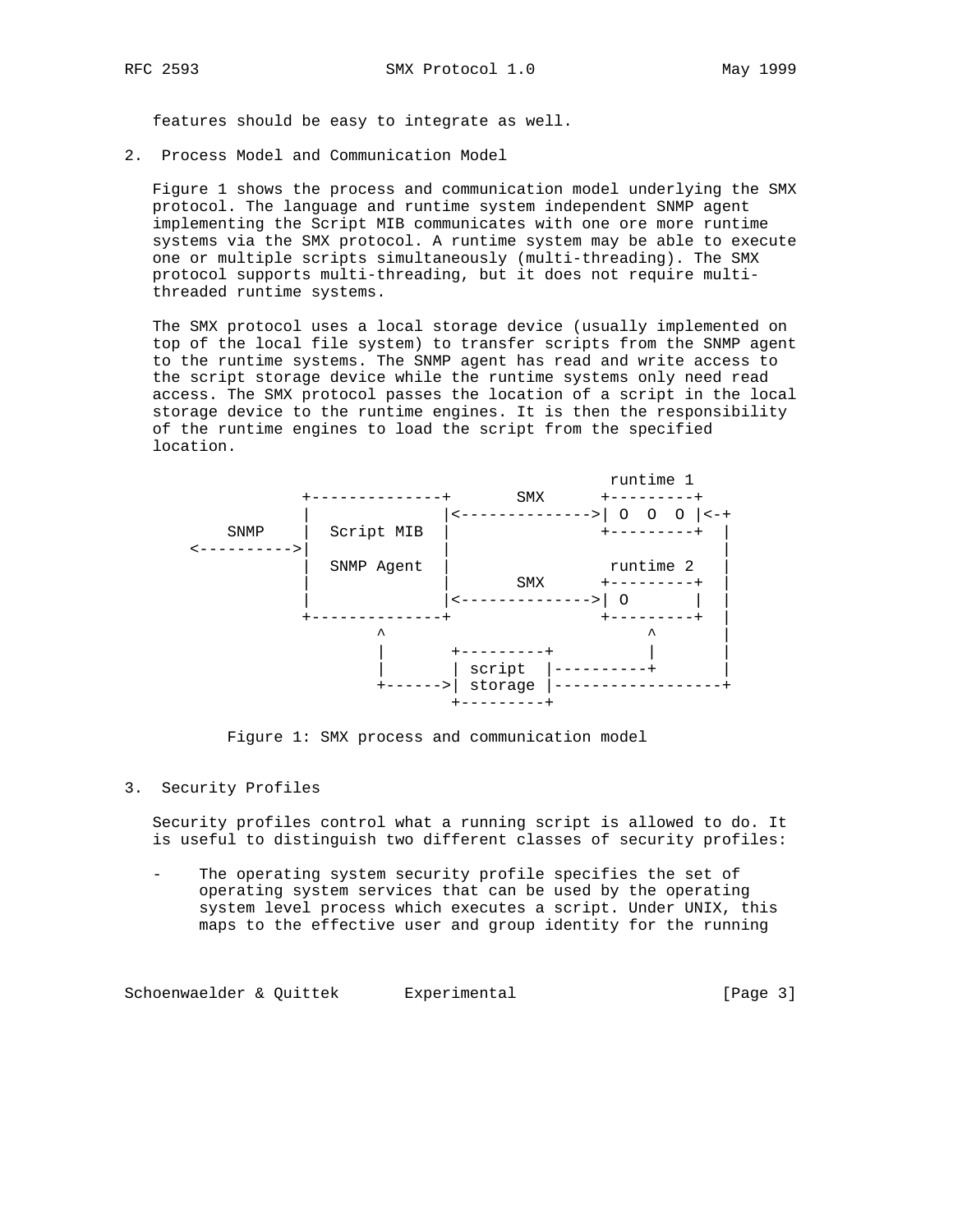features should be easy to integrate as well.

## 2. Process Model and Communication Model

Figure 1 shows the process and communication model underlying the SMX protocol. The language and runtime system independent SNMP agent implementing the Script MIB communicates with one ore more runtime systems via the SMX protocol. A runtime system may be able to execute one or multiple scripts simultaneously (multi-threading). The SMX protocol supports multi-threading, but it does not require multi-threaded runtime systems.

The SMX protocol uses a local storage device (usually implemented on top of the local file system) to transfer scripts from the SNMP agent to the runtime systems. The SNMP agent has read and write access to the script storage device while the runtime systems only need read access. The SMX protocol passes the location of a script in the local storage device to the runtime engines. It is then the responsibility of the runtime engines to load the script from the specified location.

```
                                             runtime 1
             +--------------+       SMX     +---------+
             |              |<------------->| O  O  O |<-+
     SNMP    |  Script MIB  |               +---------+  |
  <---------->|              |                            |
             |  SNMP Agent  |                runtime 2   |
             |              |       SMX     +---------+  |
             |              |<------------->| O       |  |
             +--------------+               +---------+  |
                   ^                             ^       |
                   |       +---------+           |       |
                   |       | script  |-----------+       |
                   +------>| storage |-------------------+
                           +---------+
```

Figure 1: SMX process and communication model

## 3. Security Profiles

Security profiles control what a running script is allowed to do. It is useful to distinguish two different classes of security profiles:

- The operating system security profile specifies the set of operating system services that can be used by the operating system level process which executes a script. Under UNIX, this maps to the effective user and group identity for the running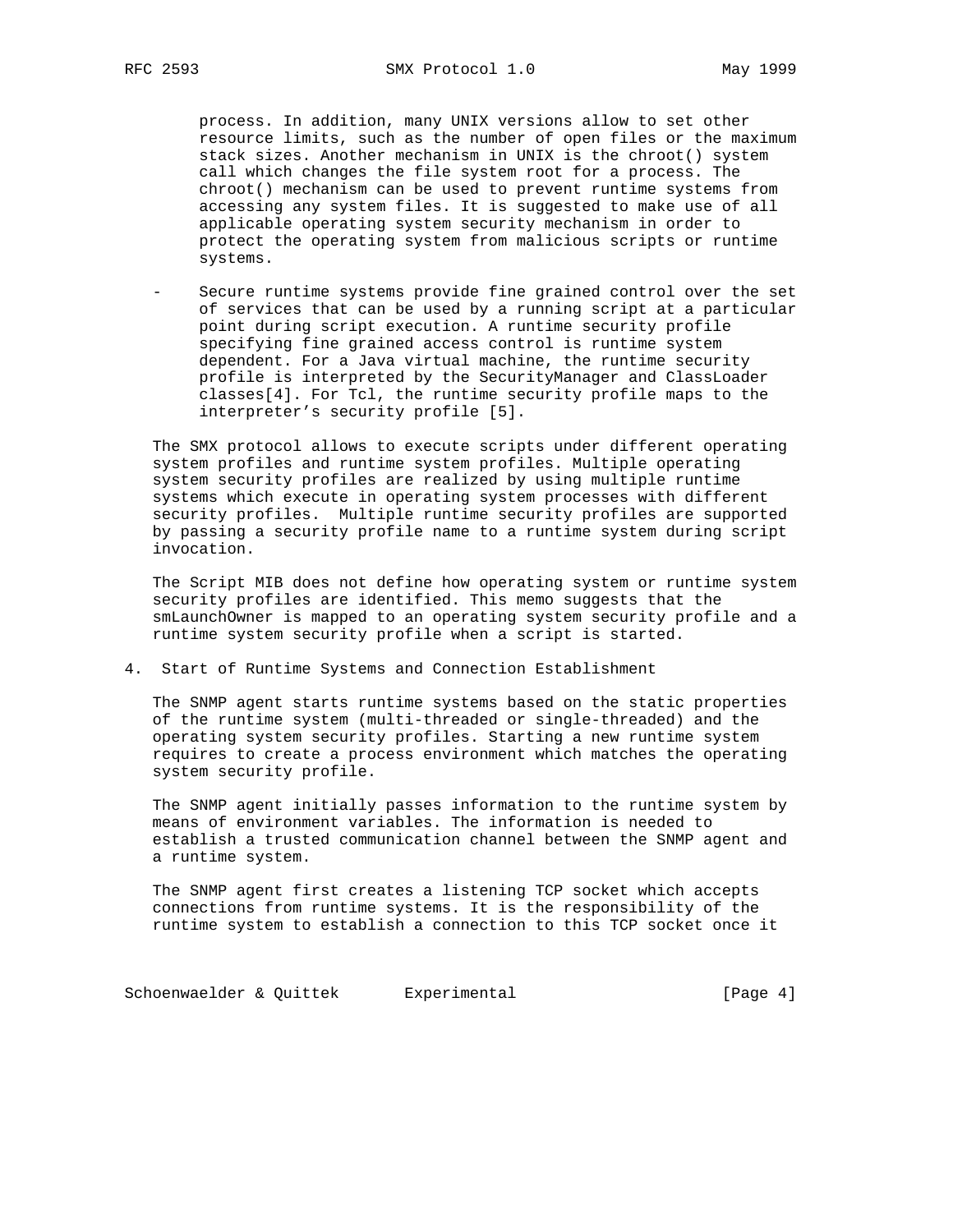process. In addition, many UNIX versions allow to set other resource limits, such as the number of open files or the maximum stack sizes. Another mechanism in UNIX is the chroot() system call which changes the file system root for a process. The chroot() mechanism can be used to prevent runtime systems from accessing any system files. It is suggested to make use of all applicable operating system security mechanism in order to protect the operating system from malicious scripts or runtime systems.

- Secure runtime systems provide fine grained control over the set of services that can be used by a running script at a particular point during script execution. A runtime security profile specifying fine grained access control is runtime system dependent. For a Java virtual machine, the runtime security profile is interpreted by the SecurityManager and ClassLoader classes[4]. For Tcl, the runtime security profile maps to the interpreter's security profile [5].

The SMX protocol allows to execute scripts under different operating system profiles and runtime system profiles. Multiple operating system security profiles are realized by using multiple runtime systems which execute in operating system processes with different security profiles. Multiple runtime security profiles are supported by passing a security profile name to a runtime system during script invocation.

The Script MIB does not define how operating system or runtime system security profiles are identified. This memo suggests that the smLaunchOwner is mapped to an operating system security profile and a runtime system security profile when a script is started.

## 4. Start of Runtime Systems and Connection Establishment

The SNMP agent starts runtime systems based on the static properties of the runtime system (multi-threaded or single-threaded) and the operating system security profiles. Starting a new runtime system requires to create a process environment which matches the operating system security profile.

The SNMP agent initially passes information to the runtime system by means of environment variables. The information is needed to establish a trusted communication channel between the SNMP agent and a runtime system.

The SNMP agent first creates a listening TCP socket which accepts connections from runtime systems. It is the responsibility of the runtime system to establish a connection to this TCP socket once it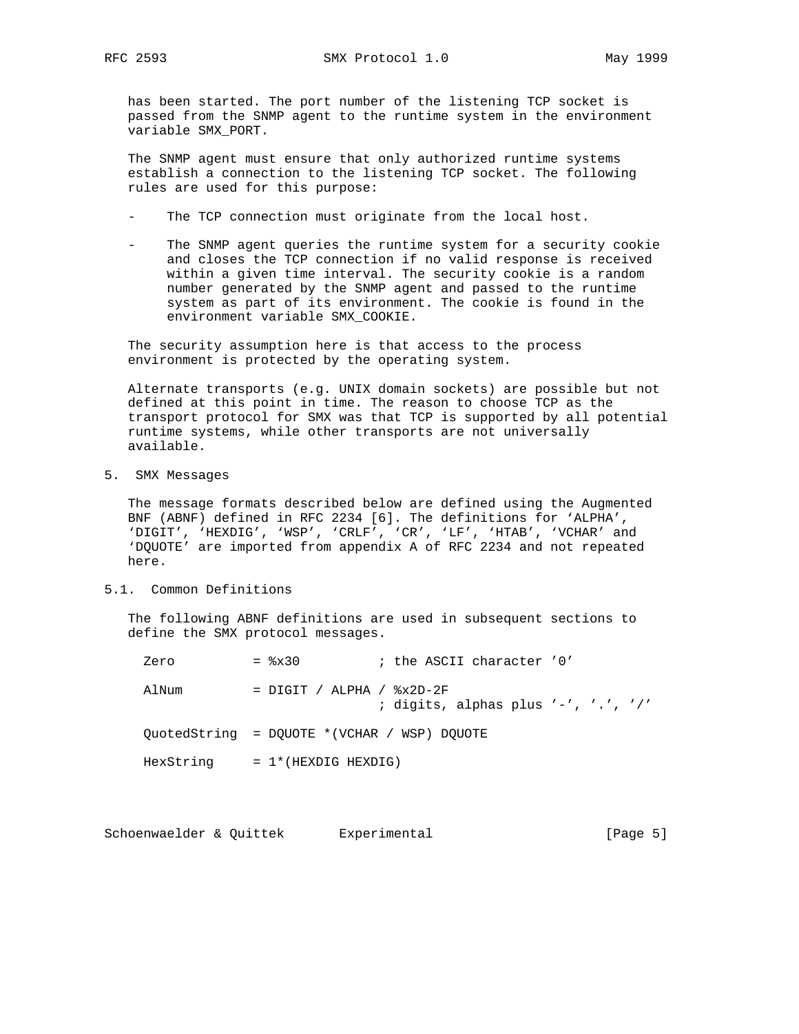has been started. The port number of the listening TCP socket is passed from the SNMP agent to the runtime system in the environment variable SMX_PORT.

The SNMP agent must ensure that only authorized runtime systems establish a connection to the listening TCP socket. The following rules are used for this purpose:

- The TCP connection must originate from the local host.
- The SNMP agent queries the runtime system for a security cookie and closes the TCP connection if no valid response is received within a given time interval. The security cookie is a random number generated by the SNMP agent and passed to the runtime system as part of its environment. The cookie is found in the environment variable SMX_COOKIE.

The security assumption here is that access to the process environment is protected by the operating system.

Alternate transports (e.g. UNIX domain sockets) are possible but not defined at this point in time. The reason to choose TCP as the transport protocol for SMX was that TCP is supported by all potential runtime systems, while other transports are not universally available.

## 5. SMX Messages

The message formats described below are defined using the Augmented BNF (ABNF) defined in RFC 2234 [6]. The definitions for 'ALPHA', 'DIGIT', 'HEXDIG', 'WSP', 'CRLF', 'CR', 'LF', 'HTAB', 'VCHAR' and 'DQUOTE' are imported from appendix A of RFC 2234 and not repeated here.

### 5.1. Common Definitions

The following ABNF definitions are used in subsequent sections to define the SMX protocol messages.

```
Zero          = %x30          ; the ASCII character '0'

AlNum         = DIGIT / ALPHA / %x2D-2F
                              ; digits, alphas plus '-', '.', '/'

QuotedString  = DQUOTE *(VCHAR / WSP) DQUOTE

HexString     = 1*(HEXDIG HEXDIG)
```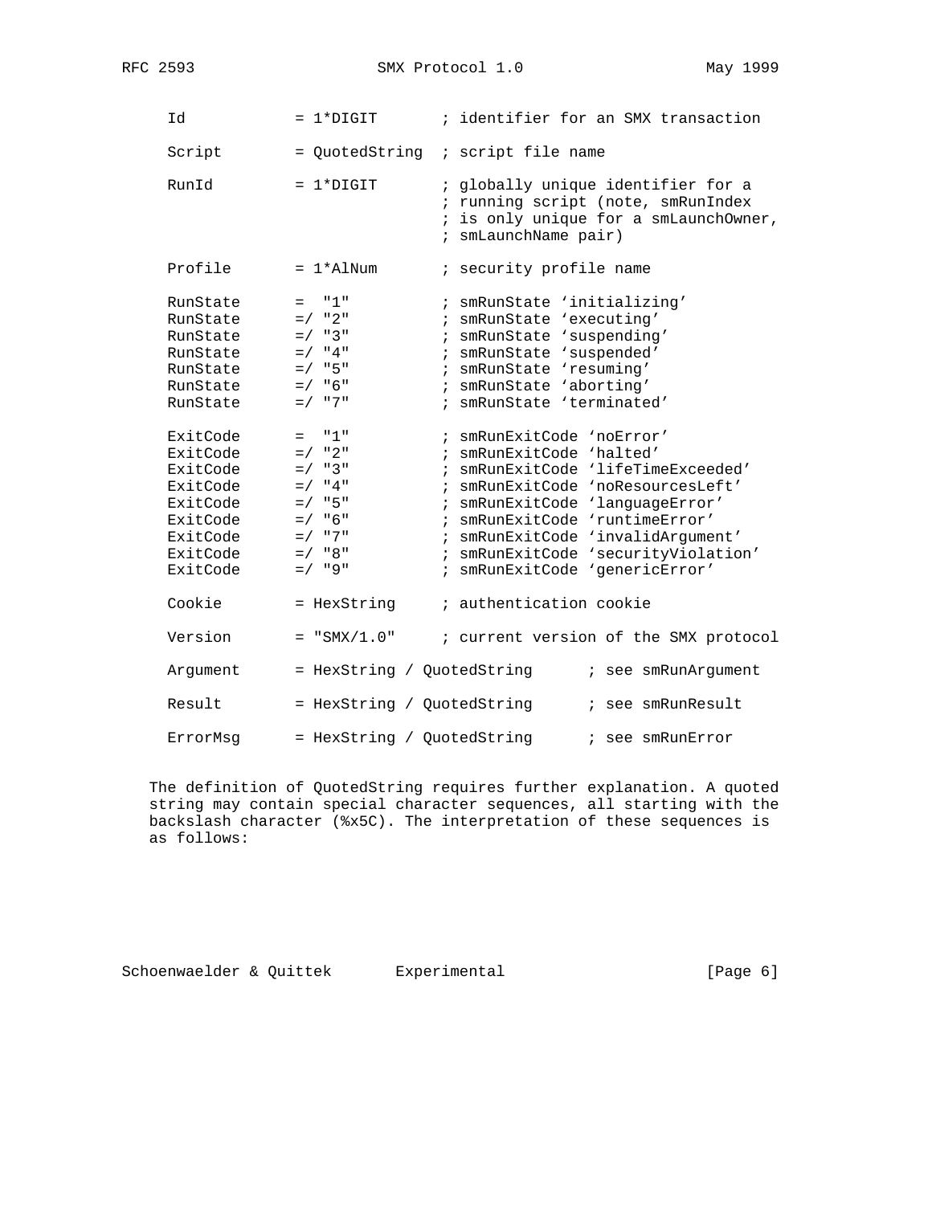```
   Id           = 1*DIGIT       ; identifier for an SMX transaction

   Script       = QuotedString  ; script file name

   RunId        = 1*DIGIT       ; globally unique identifier for a
                                ; running script (note, smRunIndex
                                ; is only unique for a smLaunchOwner,
                                ; smLaunchName pair)

   Profile      = 1*AlNum       ; security profile name

   RunState     =  "1"          ; smRunState 'initializing'
   RunState     =/ "2"          ; smRunState 'executing'
   RunState     =/ "3"          ; smRunState 'suspending'
   RunState     =/ "4"          ; smRunState 'suspended'
   RunState     =/ "5"          ; smRunState 'resuming'
   RunState     =/ "6"          ; smRunState 'aborting'
   RunState     =/ "7"          ; smRunState 'terminated'

   ExitCode     =  "1"          ; smRunExitCode 'noError'
   ExitCode     =/ "2"          ; smRunExitCode 'halted'
   ExitCode     =/ "3"          ; smRunExitCode 'lifeTimeExceeded'
   ExitCode     =/ "4"          ; smRunExitCode 'noResourcesLeft'
   ExitCode     =/ "5"          ; smRunExitCode 'languageError'
   ExitCode     =/ "6"          ; smRunExitCode 'runtimeError'
   ExitCode     =/ "7"          ; smRunExitCode 'invalidArgument'
   ExitCode     =/ "8"          ; smRunExitCode 'securityViolation'
   ExitCode     =/ "9"          ; smRunExitCode 'genericError'

   Cookie       = HexString     ; authentication cookie

   Version      = "SMX/1.0"     ; current version of the SMX protocol

   Argument     = HexString / QuotedString      ; see smRunArgument

   Result       = HexString / QuotedString      ; see smRunResult

   ErrorMsg     = HexString / QuotedString      ; see smRunError
```

The definition of QuotedString requires further explanation. A quoted string may contain special character sequences, all starting with the backslash character (%x5C). The interpretation of these sequences is as follows: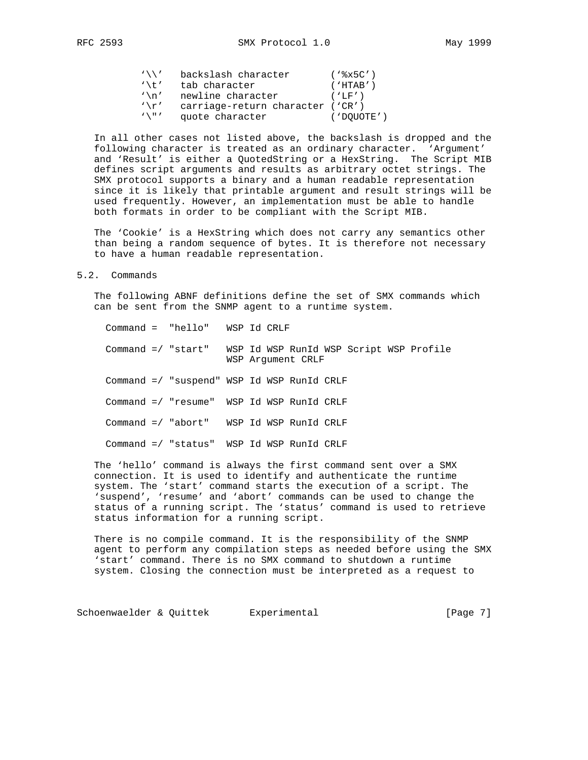```
'\\'   backslash character       ('%x5C')
'\t'   tab character             ('HTAB')
'\n'   newline character         ('LF')
'\r'   carriage-return character ('CR')
'\"'   quote character           ('DQUOTE')
```

In all other cases not listed above, the backslash is dropped and the following character is treated as an ordinary character. 'Argument' and 'Result' is either a QuotedString or a HexString. The Script MIB defines script arguments and results as arbitrary octet strings. The SMX protocol supports a binary and a human readable representation since it is likely that printable argument and result strings will be used frequently. However, an implementation must be able to handle both formats in order to be compliant with the Script MIB.

The 'Cookie' is a HexString which does not carry any semantics other than being a random sequence of bytes. It is therefore not necessary to have a human readable representation.

## 5.2. Commands

The following ABNF definitions define the set of SMX commands which can be sent from the SNMP agent to a runtime system.

```
Command =  "hello"   WSP Id CRLF

Command =/ "start"   WSP Id WSP RunId WSP Script WSP Profile
                     WSP Argument CRLF

Command =/ "suspend" WSP Id WSP RunId CRLF

Command =/ "resume"  WSP Id WSP RunId CRLF

Command =/ "abort"   WSP Id WSP RunId CRLF

Command =/ "status"  WSP Id WSP RunId CRLF
```

The 'hello' command is always the first command sent over a SMX connection. It is used to identify and authenticate the runtime system. The 'start' command starts the execution of a script. The 'suspend', 'resume' and 'abort' commands can be used to change the status of a running script. The 'status' command is used to retrieve status information for a running script.

There is no compile command. It is the responsibility of the SNMP agent to perform any compilation steps as needed before using the SMX 'start' command. There is no SMX command to shutdown a runtime system. Closing the connection must be interpreted as a request to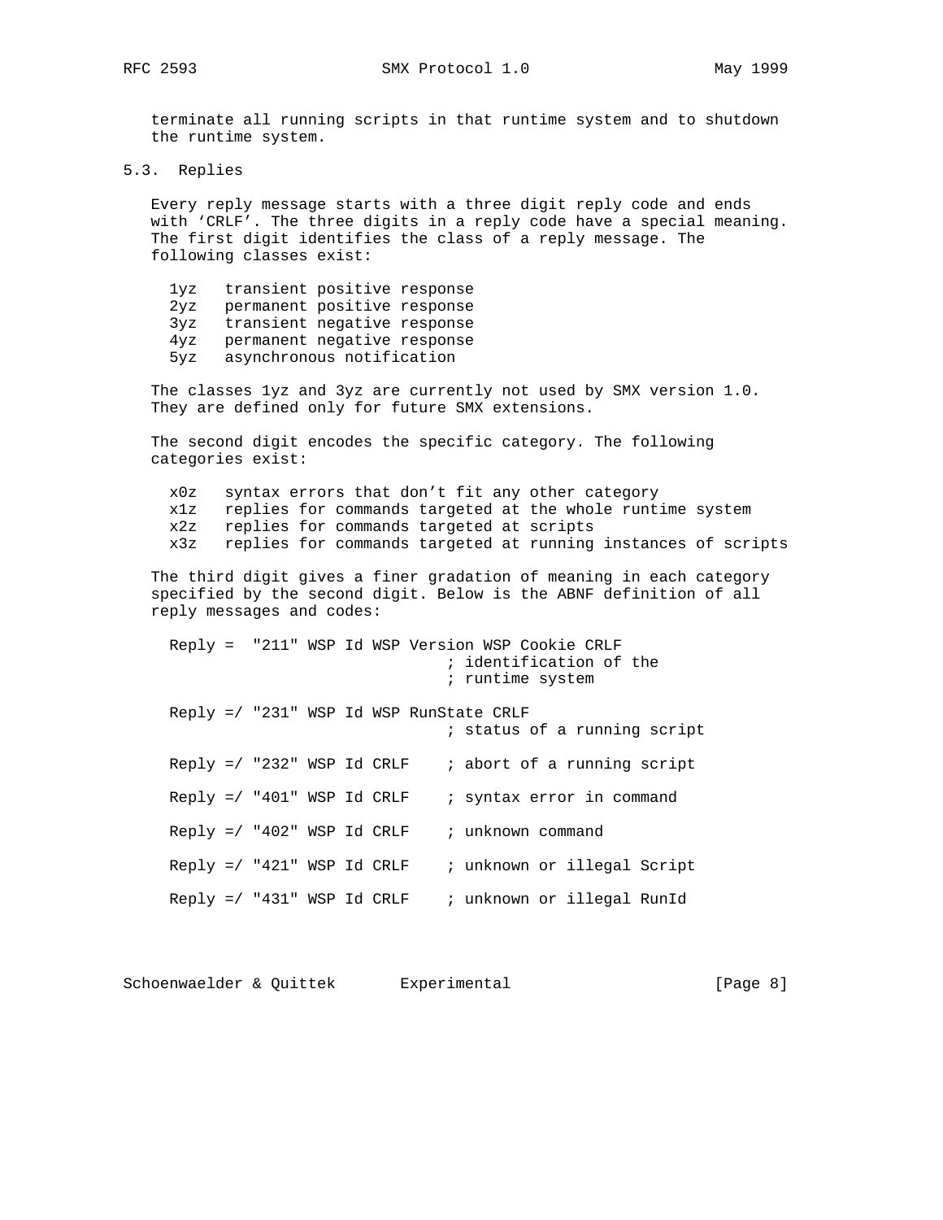terminate all running scripts in that runtime system and to shutdown the runtime system.

### 5.3. Replies

Every reply message starts with a three digit reply code and ends with 'CRLF'. The three digits in a reply code have a special meaning. The first digit identifies the class of a reply message. The following classes exist:

```
1yz   transient positive response
2yz   permanent positive response
3yz   transient negative response
4yz   permanent negative response
5yz   asynchronous notification
```

The classes 1yz and 3yz are currently not used by SMX version 1.0. They are defined only for future SMX extensions.

The second digit encodes the specific category. The following categories exist:

```
x0z   syntax errors that don't fit any other category
x1z   replies for commands targeted at the whole runtime system
x2z   replies for commands targeted at scripts
x3z   replies for commands targeted at running instances of scripts
```

The third digit gives a finer gradation of meaning in each category specified by the second digit. Below is the ABNF definition of all reply messages and codes:

```
Reply =  "211" WSP Id WSP Version WSP Cookie CRLF
                              ; identification of the
                              ; runtime system

Reply =/ "231" WSP Id WSP RunState CRLF
                              ; status of a running script

Reply =/ "232" WSP Id CRLF    ; abort of a running script

Reply =/ "401" WSP Id CRLF    ; syntax error in command

Reply =/ "402" WSP Id CRLF    ; unknown command

Reply =/ "421" WSP Id CRLF    ; unknown or illegal Script

Reply =/ "431" WSP Id CRLF    ; unknown or illegal RunId
```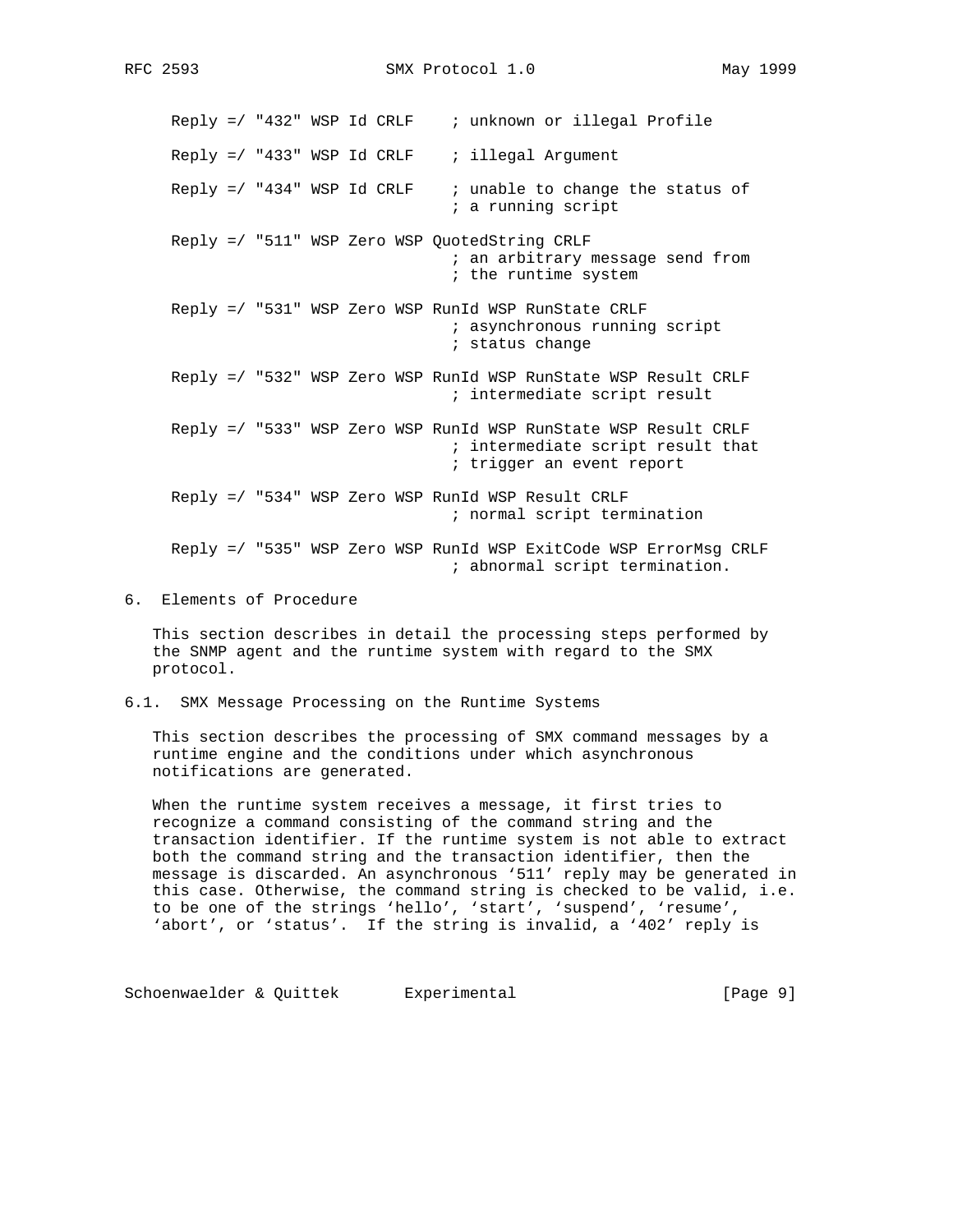```
      Reply =/ "432" WSP Id CRLF    ; unknown or illegal Profile

      Reply =/ "433" WSP Id CRLF    ; illegal Argument

      Reply =/ "434" WSP Id CRLF    ; unable to change the status of
                                    ; a running script

      Reply =/ "511" WSP Zero WSP QuotedString CRLF
                                    ; an arbitrary message send from
                                    ; the runtime system

      Reply =/ "531" WSP Zero WSP RunId WSP RunState CRLF
                                    ; asynchronous running script
                                    ; status change

      Reply =/ "532" WSP Zero WSP RunId WSP RunState WSP Result CRLF
                                    ; intermediate script result

      Reply =/ "533" WSP Zero WSP RunId WSP RunState WSP Result CRLF
                                    ; intermediate script result that
                                    ; trigger an event report

      Reply =/ "534" WSP Zero WSP RunId WSP Result CRLF
                                    ; normal script termination

      Reply =/ "535" WSP Zero WSP RunId WSP ExitCode WSP ErrorMsg CRLF
                                    ; abnormal script termination.
```

## 6. Elements of Procedure

This section describes in detail the processing steps performed by the SNMP agent and the runtime system with regard to the SMX protocol.

### 6.1. SMX Message Processing on the Runtime Systems

This section describes the processing of SMX command messages by a runtime engine and the conditions under which asynchronous notifications are generated.

When the runtime system receives a message, it first tries to recognize a command consisting of the command string and the transaction identifier. If the runtime system is not able to extract both the command string and the transaction identifier, then the message is discarded. An asynchronous '511' reply may be generated in this case. Otherwise, the command string is checked to be valid, i.e. to be one of the strings 'hello', 'start', 'suspend', 'resume', 'abort', or 'status'. If the string is invalid, a '402' reply is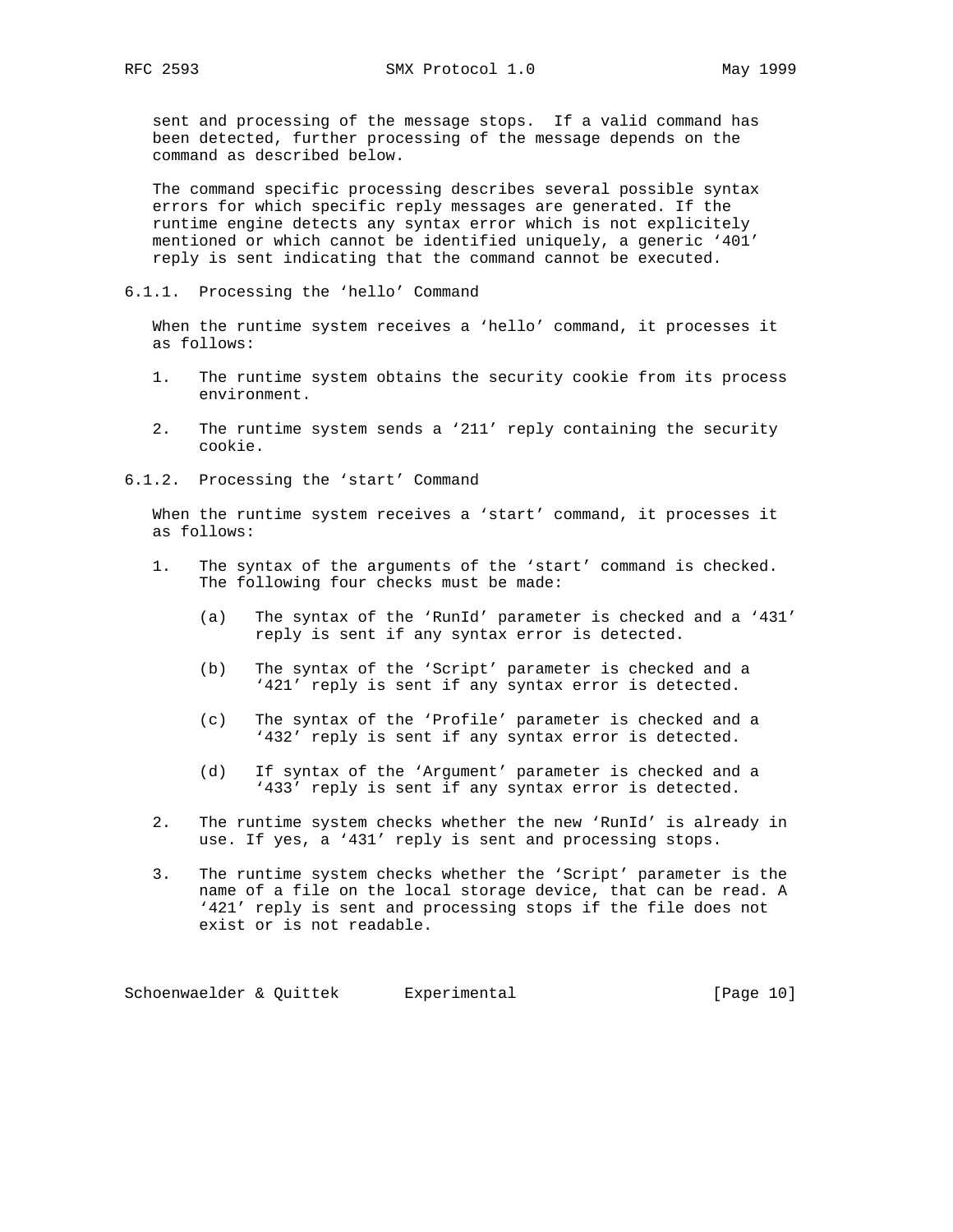sent and processing of the message stops. If a valid command has been detected, further processing of the message depends on the command as described below.

The command specific processing describes several possible syntax errors for which specific reply messages are generated. If the runtime engine detects any syntax error which is not explicitely mentioned or which cannot be identified uniquely, a generic '401' reply is sent indicating that the command cannot be executed.

### 6.1.1. Processing the 'hello' Command

When the runtime system receives a 'hello' command, it processes it as follows:

1. The runtime system obtains the security cookie from its process environment.

2. The runtime system sends a '211' reply containing the security cookie.

### 6.1.2. Processing the 'start' Command

When the runtime system receives a 'start' command, it processes it as follows:

1. The syntax of the arguments of the 'start' command is checked. The following four checks must be made:

   (a) The syntax of the 'RunId' parameter is checked and a '431' reply is sent if any syntax error is detected.

   (b) The syntax of the 'Script' parameter is checked and a '421' reply is sent if any syntax error is detected.

   (c) The syntax of the 'Profile' parameter is checked and a '432' reply is sent if any syntax error is detected.

   (d) If syntax of the 'Argument' parameter is checked and a '433' reply is sent if any syntax error is detected.

2. The runtime system checks whether the new 'RunId' is already in use. If yes, a '431' reply is sent and processing stops.

3. The runtime system checks whether the 'Script' parameter is the name of a file on the local storage device, that can be read. A '421' reply is sent and processing stops if the file does not exist or is not readable.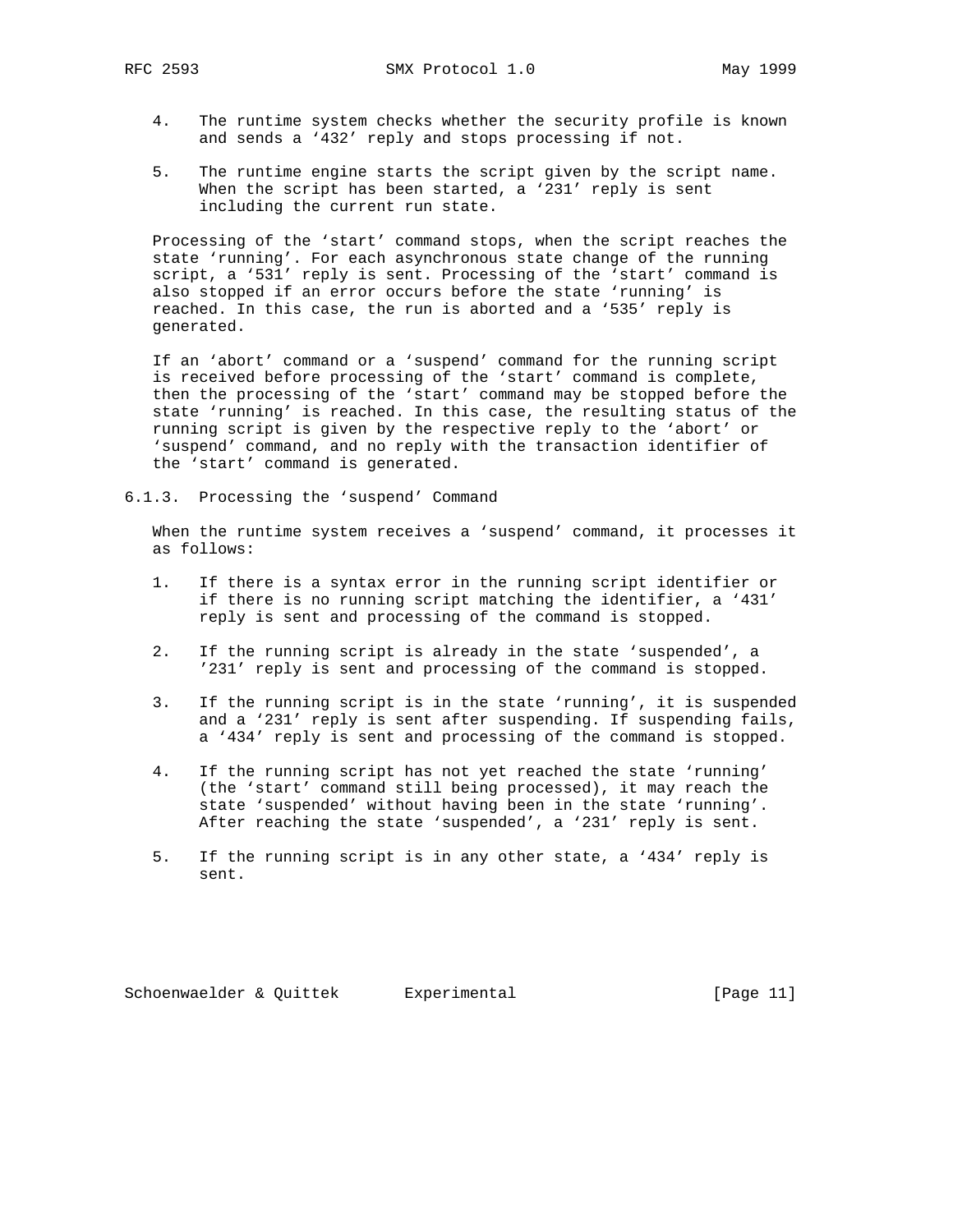4. The runtime system checks whether the security profile is known and sends a '432' reply and stops processing if not.

5. The runtime engine starts the script given by the script name. When the script has been started, a '231' reply is sent including the current run state.

Processing of the 'start' command stops, when the script reaches the state 'running'. For each asynchronous state change of the running script, a '531' reply is sent. Processing of the 'start' command is also stopped if an error occurs before the state 'running' is reached. In this case, the run is aborted and a '535' reply is generated.

If an 'abort' command or a 'suspend' command for the running script is received before processing of the 'start' command is complete, then the processing of the 'start' command may be stopped before the state 'running' is reached. In this case, the resulting status of the running script is given by the respective reply to the 'abort' or 'suspend' command, and no reply with the transaction identifier of the 'start' command is generated.

### 6.1.3. Processing the 'suspend' Command

When the runtime system receives a 'suspend' command, it processes it as follows:

1. If there is a syntax error in the running script identifier or if there is no running script matching the identifier, a '431' reply is sent and processing of the command is stopped.

2. If the running script is already in the state 'suspended', a '231' reply is sent and processing of the command is stopped.

3. If the running script is in the state 'running', it is suspended and a '231' reply is sent after suspending. If suspending fails, a '434' reply is sent and processing of the command is stopped.

4. If the running script has not yet reached the state 'running' (the 'start' command still being processed), it may reach the state 'suspended' without having been in the state 'running'. After reaching the state 'suspended', a '231' reply is sent.

5. If the running script is in any other state, a '434' reply is sent.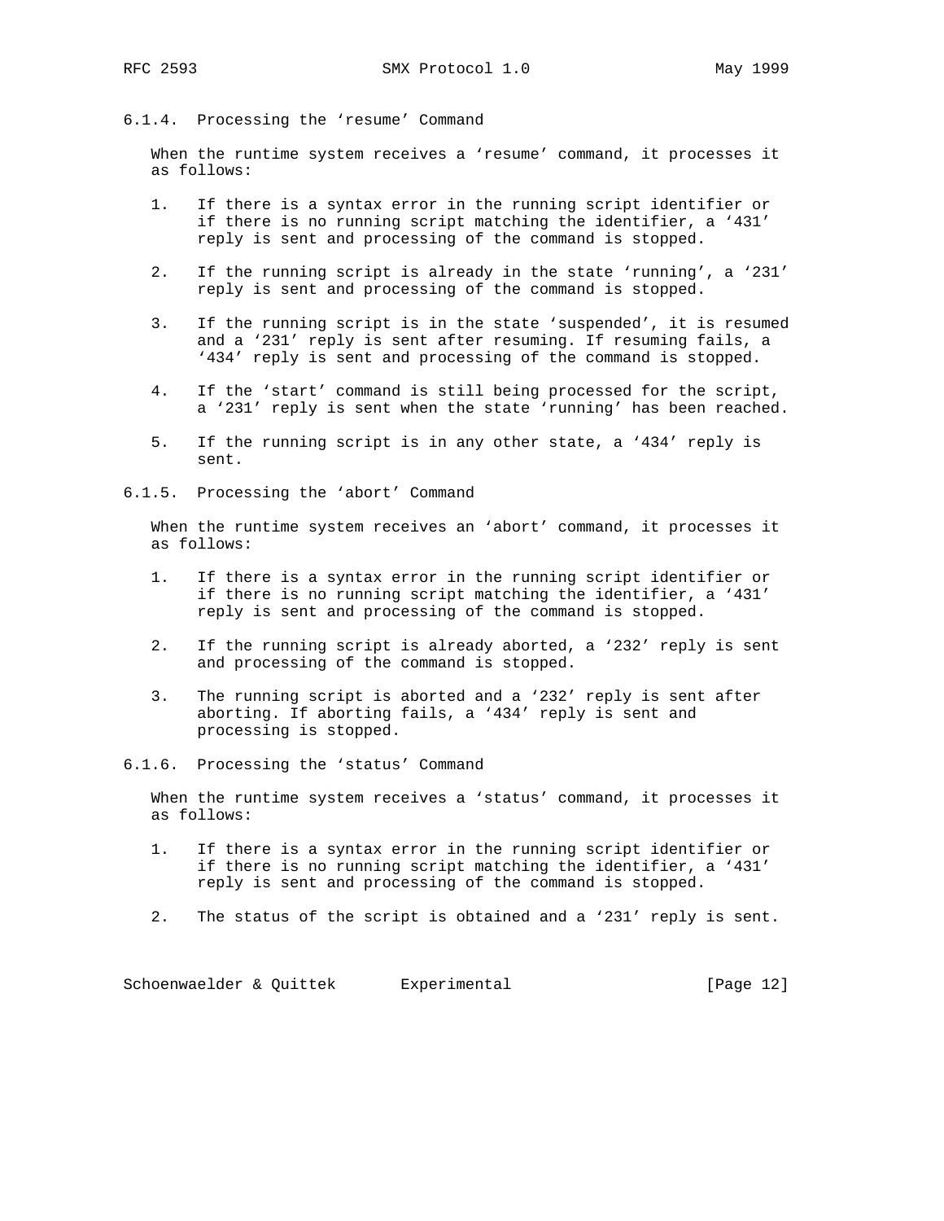### 6.1.4. Processing the ‘resume’ Command

When the runtime system receives a ‘resume’ command, it processes it as follows:

1. If there is a syntax error in the running script identifier or if there is no running script matching the identifier, a ‘431’ reply is sent and processing of the command is stopped.

2. If the running script is already in the state ‘running’, a ‘231’ reply is sent and processing of the command is stopped.

3. If the running script is in the state ‘suspended’, it is resumed and a ‘231’ reply is sent after resuming. If resuming fails, a ‘434’ reply is sent and processing of the command is stopped.

4. If the ‘start’ command is still being processed for the script, a ‘231’ reply is sent when the state ‘running’ has been reached.

5. If the running script is in any other state, a ‘434’ reply is sent.

### 6.1.5. Processing the ‘abort’ Command

When the runtime system receives an ‘abort’ command, it processes it as follows:

1. If there is a syntax error in the running script identifier or if there is no running script matching the identifier, a ‘431’ reply is sent and processing of the command is stopped.

2. If the running script is already aborted, a ‘232’ reply is sent and processing of the command is stopped.

3. The running script is aborted and a ‘232’ reply is sent after aborting. If aborting fails, a ‘434’ reply is sent and processing is stopped.

### 6.1.6. Processing the ‘status’ Command

When the runtime system receives a ‘status’ command, it processes it as follows:

1. If there is a syntax error in the running script identifier or if there is no running script matching the identifier, a ‘431’ reply is sent and processing of the command is stopped.

2. The status of the script is obtained and a ‘231’ reply is sent.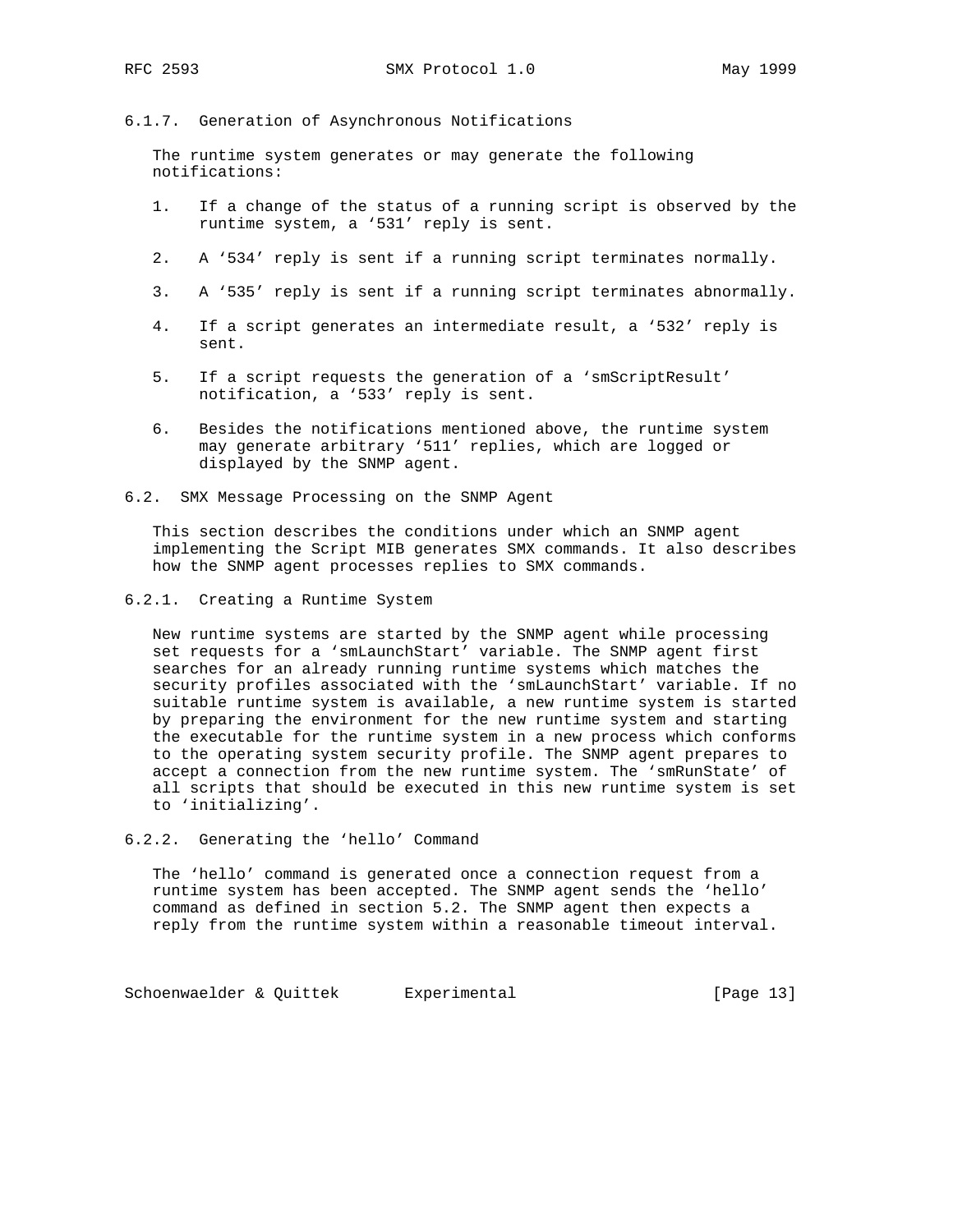### 6.1.7. Generation of Asynchronous Notifications

The runtime system generates or may generate the following notifications:

1. If a change of the status of a running script is observed by the runtime system, a '531' reply is sent.

2. A '534' reply is sent if a running script terminates normally.

3. A '535' reply is sent if a running script terminates abnormally.

4. If a script generates an intermediate result, a '532' reply is sent.

5. If a script requests the generation of a 'smScriptResult' notification, a '533' reply is sent.

6. Besides the notifications mentioned above, the runtime system may generate arbitrary '511' replies, which are logged or displayed by the SNMP agent.

## 6.2. SMX Message Processing on the SNMP Agent

This section describes the conditions under which an SNMP agent implementing the Script MIB generates SMX commands. It also describes how the SNMP agent processes replies to SMX commands.

### 6.2.1. Creating a Runtime System

New runtime systems are started by the SNMP agent while processing set requests for a 'smLaunchStart' variable. The SNMP agent first searches for an already running runtime systems which matches the security profiles associated with the 'smLaunchStart' variable. If no suitable runtime system is available, a new runtime system is started by preparing the environment for the new runtime system and starting the executable for the runtime system in a new process which conforms to the operating system security profile. The SNMP agent prepares to accept a connection from the new runtime system. The 'smRunState' of all scripts that should be executed in this new runtime system is set to 'initializing'.

### 6.2.2. Generating the 'hello' Command

The 'hello' command is generated once a connection request from a runtime system has been accepted. The SNMP agent sends the 'hello' command as defined in section 5.2. The SNMP agent then expects a reply from the runtime system within a reasonable timeout interval.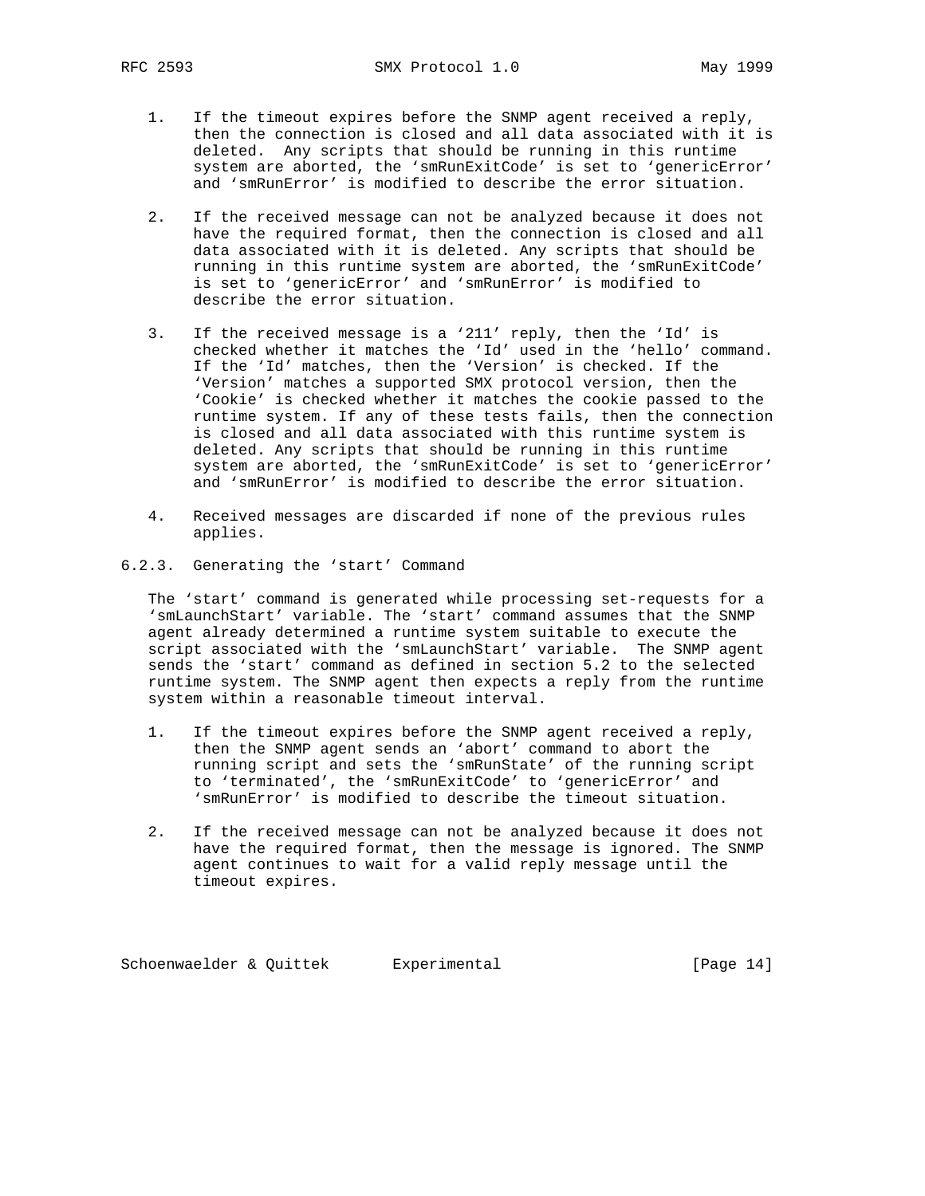1. If the timeout expires before the SNMP agent received a reply, then the connection is closed and all data associated with it is deleted. Any scripts that should be running in this runtime system are aborted, the 'smRunExitCode' is set to 'genericError' and 'smRunError' is modified to describe the error situation.

2. If the received message can not be analyzed because it does not have the required format, then the connection is closed and all data associated with it is deleted. Any scripts that should be running in this runtime system are aborted, the 'smRunExitCode' is set to 'genericError' and 'smRunError' is modified to describe the error situation.

3. If the received message is a '211' reply, then the 'Id' is checked whether it matches the 'Id' used in the 'hello' command. If the 'Id' matches, then the 'Version' is checked. If the 'Version' matches a supported SMX protocol version, then the 'Cookie' is checked whether it matches the cookie passed to the runtime system. If any of these tests fails, then the connection is closed and all data associated with this runtime system is deleted. Any scripts that should be running in this runtime system are aborted, the 'smRunExitCode' is set to 'genericError' and 'smRunError' is modified to describe the error situation.

4. Received messages are discarded if none of the previous rules applies.

### 6.2.3. Generating the 'start' Command

The 'start' command is generated while processing set-requests for a 'smLaunchStart' variable. The 'start' command assumes that the SNMP agent already determined a runtime system suitable to execute the script associated with the 'smLaunchStart' variable. The SNMP agent sends the 'start' command as defined in section 5.2 to the selected runtime system. The SNMP agent then expects a reply from the runtime system within a reasonable timeout interval.

1. If the timeout expires before the SNMP agent received a reply, then the SNMP agent sends an 'abort' command to abort the running script and sets the 'smRunState' of the running script to 'terminated', the 'smRunExitCode' to 'genericError' and 'smRunError' is modified to describe the timeout situation.

2. If the received message can not be analyzed because it does not have the required format, then the message is ignored. The SNMP agent continues to wait for a valid reply message until the timeout expires.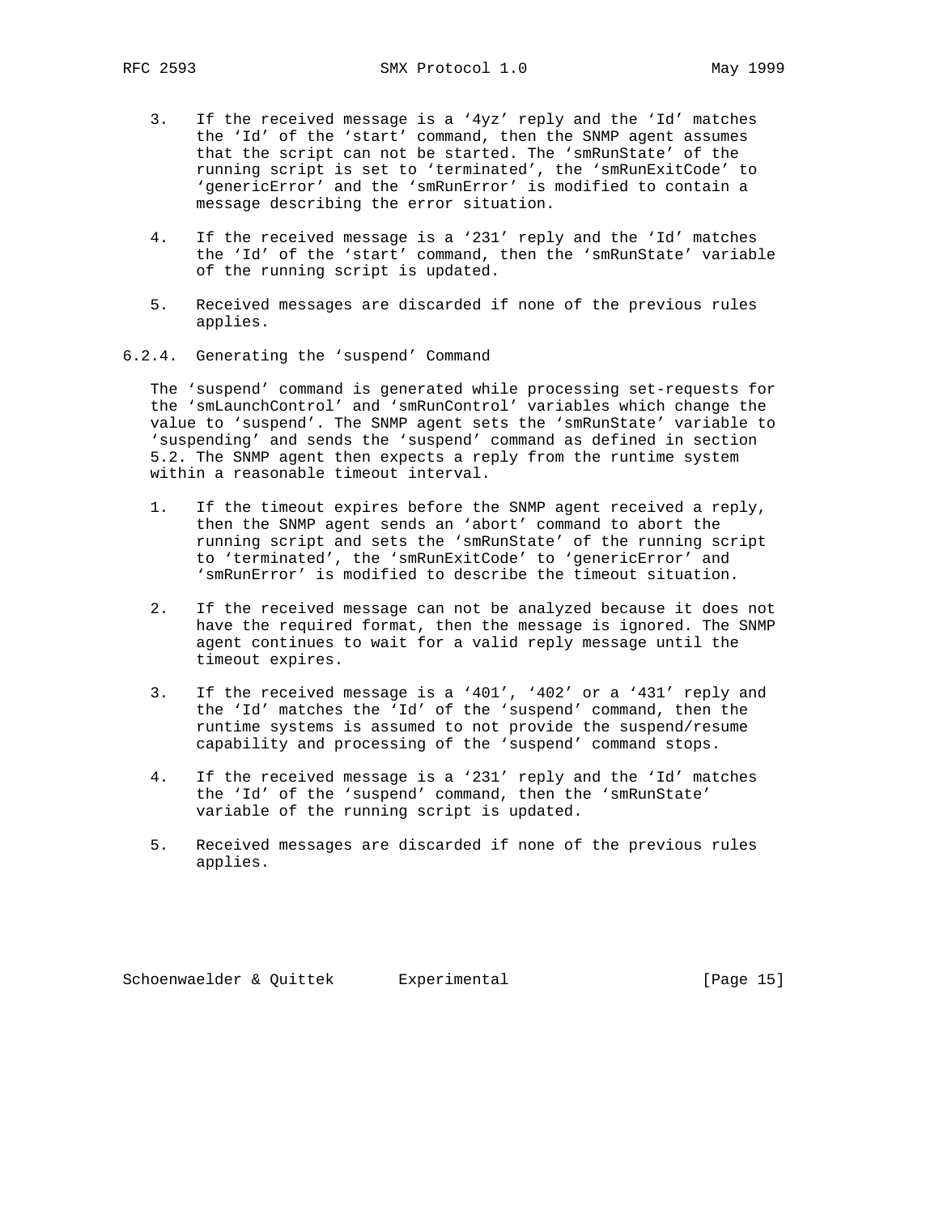3. If the received message is a '4yz' reply and the 'Id' matches the 'Id' of the 'start' command, then the SNMP agent assumes that the script can not be started. The 'smRunState' of the running script is set to 'terminated', the 'smRunExitCode' to 'genericError' and the 'smRunError' is modified to contain a message describing the error situation.

4. If the received message is a '231' reply and the 'Id' matches the 'Id' of the 'start' command, then the 'smRunState' variable of the running script is updated.

5. Received messages are discarded if none of the previous rules applies.

### 6.2.4. Generating the 'suspend' Command

The 'suspend' command is generated while processing set-requests for the 'smLaunchControl' and 'smRunControl' variables which change the value to 'suspend'. The SNMP agent sets the 'smRunState' variable to 'suspending' and sends the 'suspend' command as defined in section 5.2. The SNMP agent then expects a reply from the runtime system within a reasonable timeout interval.

1. If the timeout expires before the SNMP agent received a reply, then the SNMP agent sends an 'abort' command to abort the running script and sets the 'smRunState' of the running script to 'terminated', the 'smRunExitCode' to 'genericError' and 'smRunError' is modified to describe the timeout situation.

2. If the received message can not be analyzed because it does not have the required format, then the message is ignored. The SNMP agent continues to wait for a valid reply message until the timeout expires.

3. If the received message is a '401', '402' or a '431' reply and the 'Id' matches the 'Id' of the 'suspend' command, then the runtime systems is assumed to not provide the suspend/resume capability and processing of the 'suspend' command stops.

4. If the received message is a '231' reply and the 'Id' matches the 'Id' of the 'suspend' command, then the 'smRunState' variable of the running script is updated.

5. Received messages are discarded if none of the previous rules applies.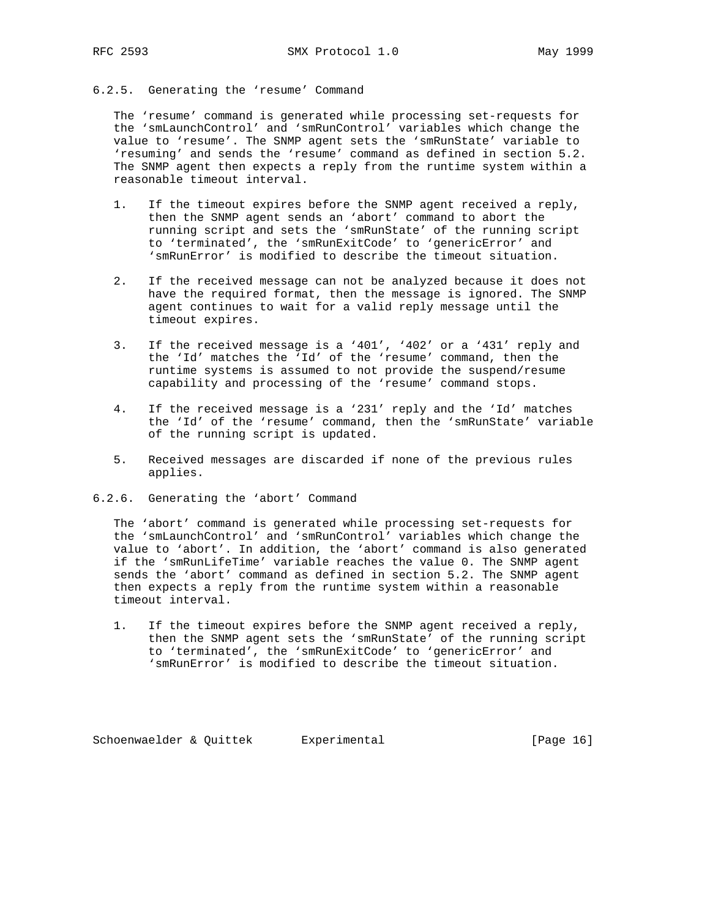#### 6.2.5. Generating the 'resume' Command

The 'resume' command is generated while processing set-requests for the 'smLaunchControl' and 'smRunControl' variables which change the value to 'resume'. The SNMP agent sets the 'smRunState' variable to 'resuming' and sends the 'resume' command as defined in section 5.2. The SNMP agent then expects a reply from the runtime system within a reasonable timeout interval.

1. If the timeout expires before the SNMP agent received a reply, then the SNMP agent sends an 'abort' command to abort the running script and sets the 'smRunState' of the running script to 'terminated', the 'smRunExitCode' to 'genericError' and 'smRunError' is modified to describe the timeout situation.

2. If the received message can not be analyzed because it does not have the required format, then the message is ignored. The SNMP agent continues to wait for a valid reply message until the timeout expires.

3. If the received message is a '401', '402' or a '431' reply and the 'Id' matches the 'Id' of the 'resume' command, then the runtime systems is assumed to not provide the suspend/resume capability and processing of the 'resume' command stops.

4. If the received message is a '231' reply and the 'Id' matches the 'Id' of the 'resume' command, then the 'smRunState' variable of the running script is updated.

5. Received messages are discarded if none of the previous rules applies.

#### 6.2.6. Generating the 'abort' Command

The 'abort' command is generated while processing set-requests for the 'smLaunchControl' and 'smRunControl' variables which change the value to 'abort'. In addition, the 'abort' command is also generated if the 'smRunLifeTime' variable reaches the value 0. The SNMP agent sends the 'abort' command as defined in section 5.2. The SNMP agent then expects a reply from the runtime system within a reasonable timeout interval.

1. If the timeout expires before the SNMP agent received a reply, then the SNMP agent sets the 'smRunState' of the running script to 'terminated', the 'smRunExitCode' to 'genericError' and 'smRunError' is modified to describe the timeout situation.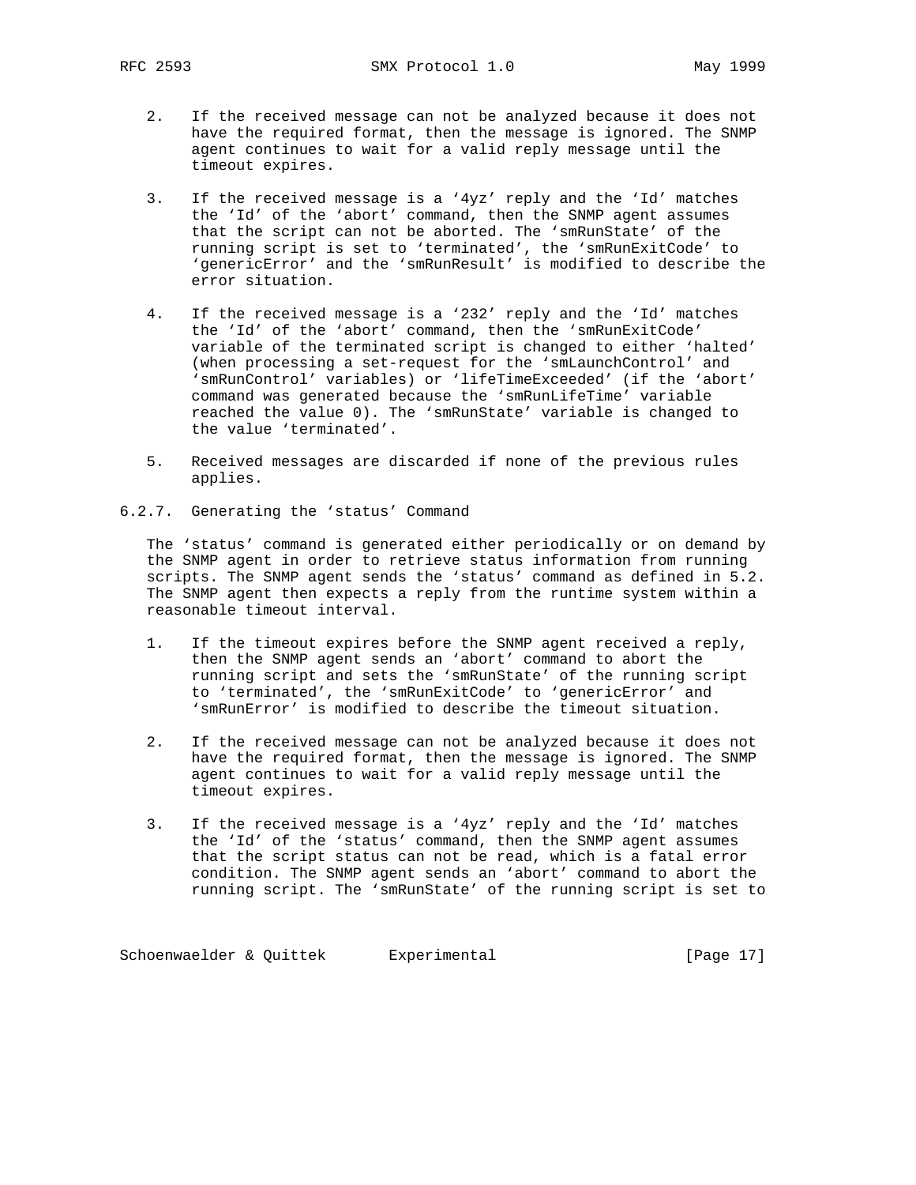2. If the received message can not be analyzed because it does not have the required format, then the message is ignored. The SNMP agent continues to wait for a valid reply message until the timeout expires.

3. If the received message is a '4yz' reply and the 'Id' matches the 'Id' of the 'abort' command, then the SNMP agent assumes that the script can not be aborted. The 'smRunState' of the running script is set to 'terminated', the 'smRunExitCode' to 'genericError' and the 'smRunResult' is modified to describe the error situation.

4. If the received message is a '232' reply and the 'Id' matches the 'Id' of the 'abort' command, then the 'smRunExitCode' variable of the terminated script is changed to either 'halted' (when processing a set-request for the 'smLaunchControl' and 'smRunControl' variables) or 'lifeTimeExceeded' (if the 'abort' command was generated because the 'smRunLifeTime' variable reached the value 0). The 'smRunState' variable is changed to the value 'terminated'.

5. Received messages are discarded if none of the previous rules applies.

### 6.2.7. Generating the 'status' Command

The 'status' command is generated either periodically or on demand by the SNMP agent in order to retrieve status information from running scripts. The SNMP agent sends the 'status' command as defined in 5.2. The SNMP agent then expects a reply from the runtime system within a reasonable timeout interval.

1. If the timeout expires before the SNMP agent received a reply, then the SNMP agent sends an 'abort' command to abort the running script and sets the 'smRunState' of the running script to 'terminated', the 'smRunExitCode' to 'genericError' and 'smRunError' is modified to describe the timeout situation.

2. If the received message can not be analyzed because it does not have the required format, then the message is ignored. The SNMP agent continues to wait for a valid reply message until the timeout expires.

3. If the received message is a '4yz' reply and the 'Id' matches the 'Id' of the 'status' command, then the SNMP agent assumes that the script status can not be read, which is a fatal error condition. The SNMP agent sends an 'abort' command to abort the running script. The 'smRunState' of the running script is set to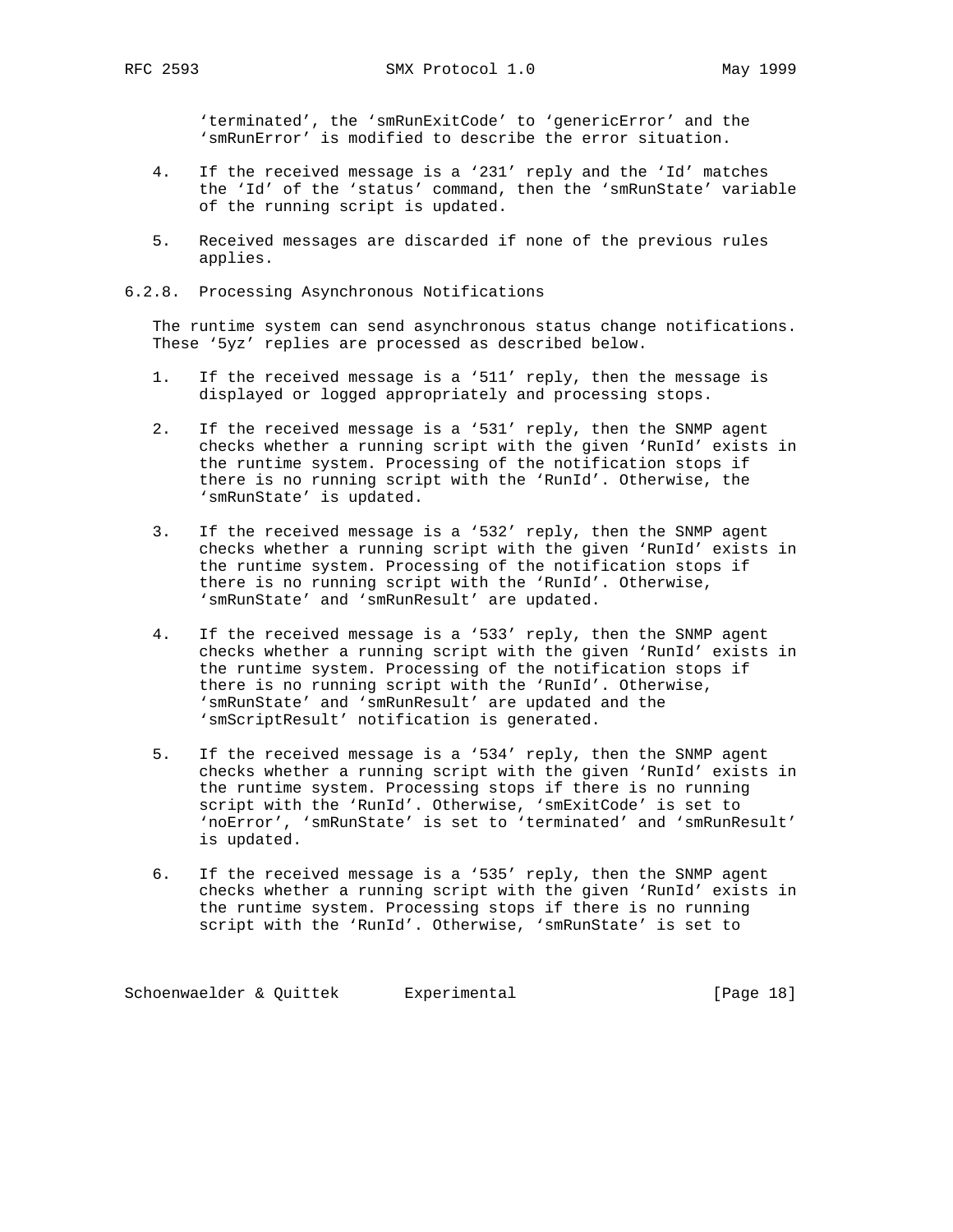'terminated', the 'smRunExitCode' to 'genericError' and the 'smRunError' is modified to describe the error situation.

4. If the received message is a '231' reply and the 'Id' matches the 'Id' of the 'status' command, then the 'smRunState' variable of the running script is updated.

5. Received messages are discarded if none of the previous rules applies.

### 6.2.8. Processing Asynchronous Notifications

The runtime system can send asynchronous status change notifications. These '5yz' replies are processed as described below.

1. If the received message is a '511' reply, then the message is displayed or logged appropriately and processing stops.

2. If the received message is a '531' reply, then the SNMP agent checks whether a running script with the given 'RunId' exists in the runtime system. Processing of the notification stops if there is no running script with the 'RunId'. Otherwise, the 'smRunState' is updated.

3. If the received message is a '532' reply, then the SNMP agent checks whether a running script with the given 'RunId' exists in the runtime system. Processing of the notification stops if there is no running script with the 'RunId'. Otherwise, 'smRunState' and 'smRunResult' are updated.

4. If the received message is a '533' reply, then the SNMP agent checks whether a running script with the given 'RunId' exists in the runtime system. Processing of the notification stops if there is no running script with the 'RunId'. Otherwise, 'smRunState' and 'smRunResult' are updated and the 'smScriptResult' notification is generated.

5. If the received message is a '534' reply, then the SNMP agent checks whether a running script with the given 'RunId' exists in the runtime system. Processing stops if there is no running script with the 'RunId'. Otherwise, 'smExitCode' is set to 'noError', 'smRunState' is set to 'terminated' and 'smRunResult' is updated.

6. If the received message is a '535' reply, then the SNMP agent checks whether a running script with the given 'RunId' exists in the runtime system. Processing stops if there is no running script with the 'RunId'. Otherwise, 'smRunState' is set to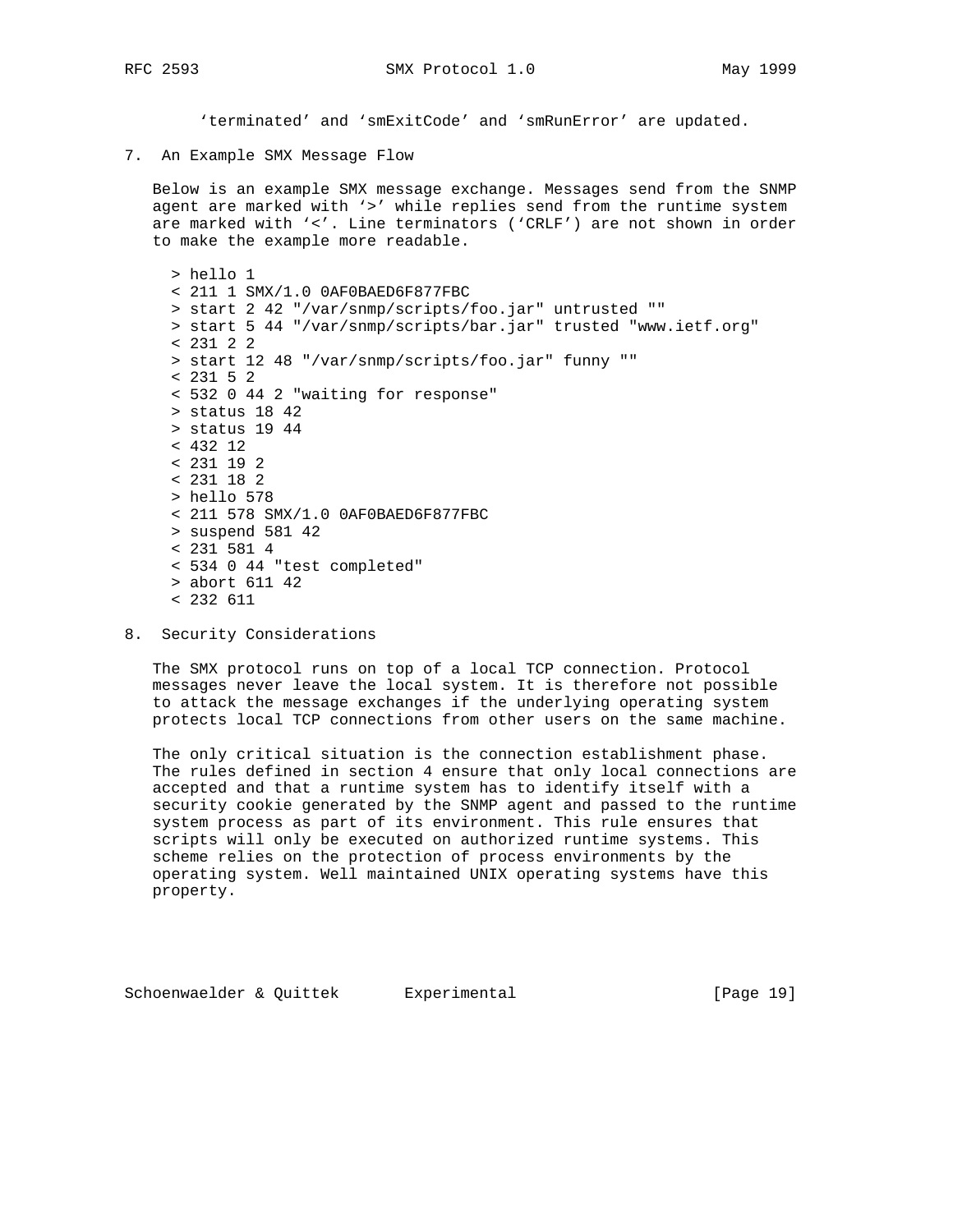'terminated' and 'smExitCode' and 'smRunError' are updated.

## 7. An Example SMX Message Flow

Below is an example SMX message exchange. Messages send from the SNMP agent are marked with '>' while replies send from the runtime system are marked with '<'. Line terminators ('CRLF') are not shown in order to make the example more readable.

```
> hello 1
< 211 1 SMX/1.0 0AF0BAED6F877FBC
> start 2 42 "/var/snmp/scripts/foo.jar" untrusted ""
> start 5 44 "/var/snmp/scripts/bar.jar" trusted "www.ietf.org"
< 231 2 2
> start 12 48 "/var/snmp/scripts/foo.jar" funny ""
< 231 5 2
< 532 0 44 2 "waiting for response"
> status 18 42
> status 19 44
< 432 12
< 231 19 2
< 231 18 2
> hello 578
< 211 578 SMX/1.0 0AF0BAED6F877FBC
> suspend 581 42
< 231 581 4
< 534 0 44 "test completed"
> abort 611 42
< 232 611
```

## 8. Security Considerations

The SMX protocol runs on top of a local TCP connection. Protocol messages never leave the local system. It is therefore not possible to attack the message exchanges if the underlying operating system protects local TCP connections from other users on the same machine.

The only critical situation is the connection establishment phase. The rules defined in section 4 ensure that only local connections are accepted and that a runtime system has to identify itself with a security cookie generated by the SNMP agent and passed to the runtime system process as part of its environment. This rule ensures that scripts will only be executed on authorized runtime systems. This scheme relies on the protection of process environments by the operating system. Well maintained UNIX operating systems have this property.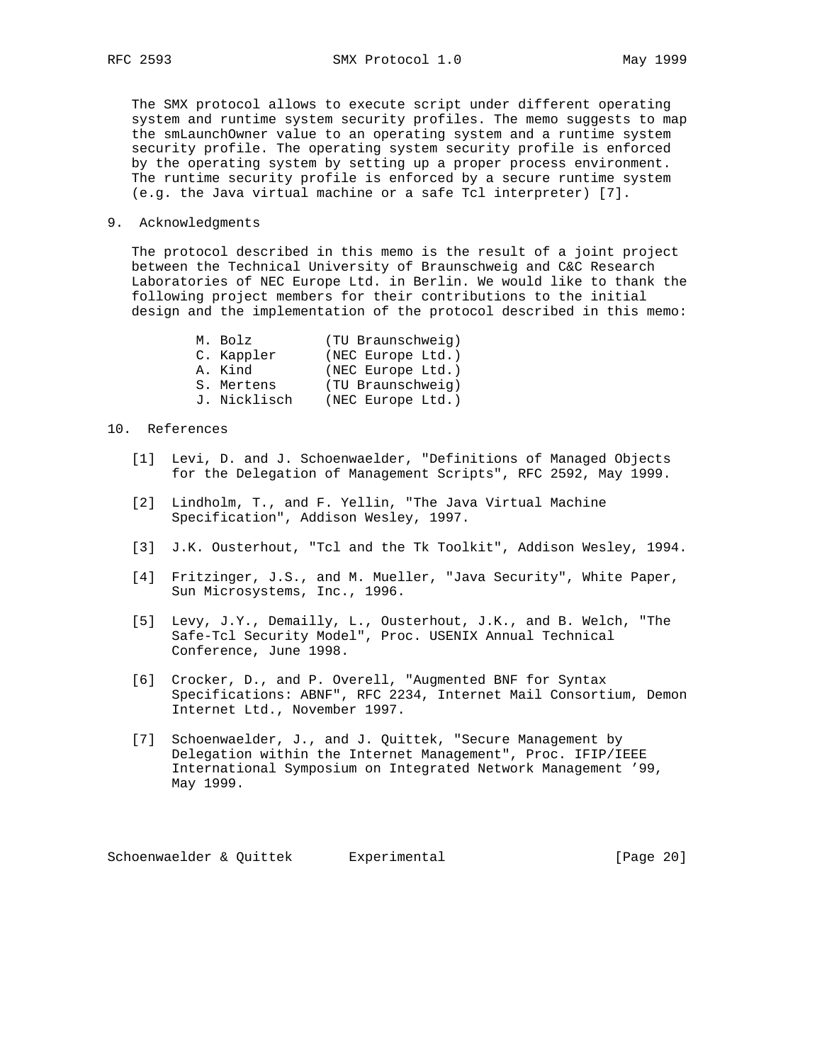The SMX protocol allows to execute script under different operating system and runtime system security profiles. The memo suggests to map the smLaunchOwner value to an operating system and a runtime system security profile. The operating system security profile is enforced by the operating system by setting up a proper process environment. The runtime security profile is enforced by a secure runtime system (e.g. the Java virtual machine or a safe Tcl interpreter) [7].

## 9. Acknowledgments

The protocol described in this memo is the result of a joint project between the Technical University of Braunschweig and C&C Research Laboratories of NEC Europe Ltd. in Berlin. We would like to thank the following project members for their contributions to the initial design and the implementation of the protocol described in this memo:

```
M. Bolz         (TU Braunschweig)
C. Kappler      (NEC Europe Ltd.)
A. Kind         (NEC Europe Ltd.)
S. Mertens      (TU Braunschweig)
J. Nicklisch    (NEC Europe Ltd.)
```

## 10. References

[1] Levi, D. and J. Schoenwaelder, "Definitions of Managed Objects for the Delegation of Management Scripts", RFC 2592, May 1999.

[2] Lindholm, T., and F. Yellin, "The Java Virtual Machine Specification", Addison Wesley, 1997.

[3] J.K. Ousterhout, "Tcl and the Tk Toolkit", Addison Wesley, 1994.

[4] Fritzinger, J.S., and M. Mueller, "Java Security", White Paper, Sun Microsystems, Inc., 1996.

[5] Levy, J.Y., Demailly, L., Ousterhout, J.K., and B. Welch, "The Safe-Tcl Security Model", Proc. USENIX Annual Technical Conference, June 1998.

[6] Crocker, D., and P. Overell, "Augmented BNF for Syntax Specifications: ABNF", RFC 2234, Internet Mail Consortium, Demon Internet Ltd., November 1997.

[7] Schoenwaelder, J., and J. Quittek, "Secure Management by Delegation within the Internet Management", Proc. IFIP/IEEE International Symposium on Integrated Network Management ’99, May 1999.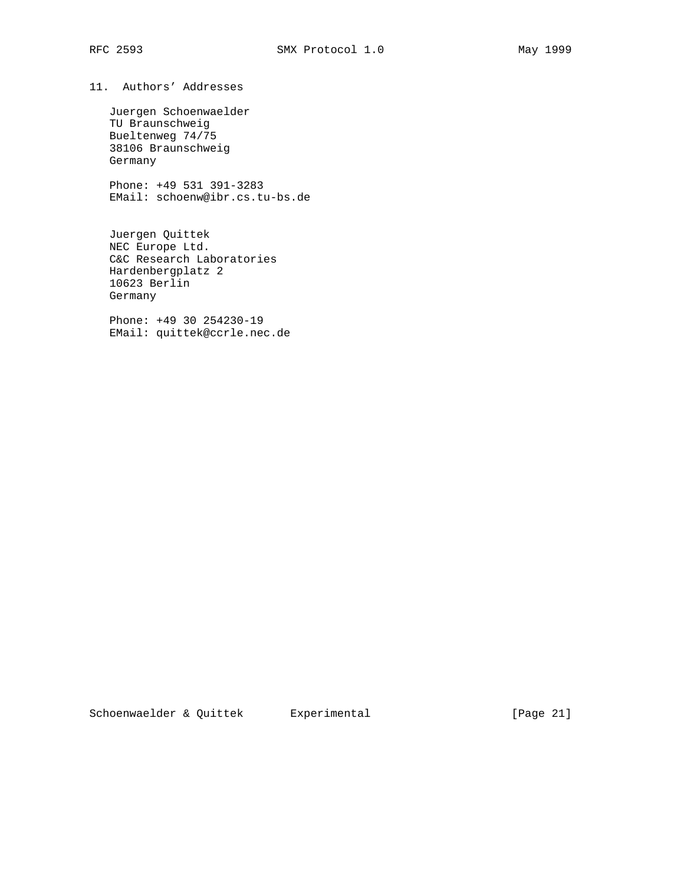## 11. Authors' Addresses

Juergen Schoenwaelder
TU Braunschweig
Bueltenweg 74/75
38106 Braunschweig
Germany

Phone: +49 531 391-3283
EMail: schoenw@ibr.cs.tu-bs.de

Juergen Quittek
NEC Europe Ltd.
C&C Research Laboratories
Hardenbergplatz 2
10623 Berlin
Germany

Phone: +49 30 254230-19
EMail: quittek@ccrle.nec.de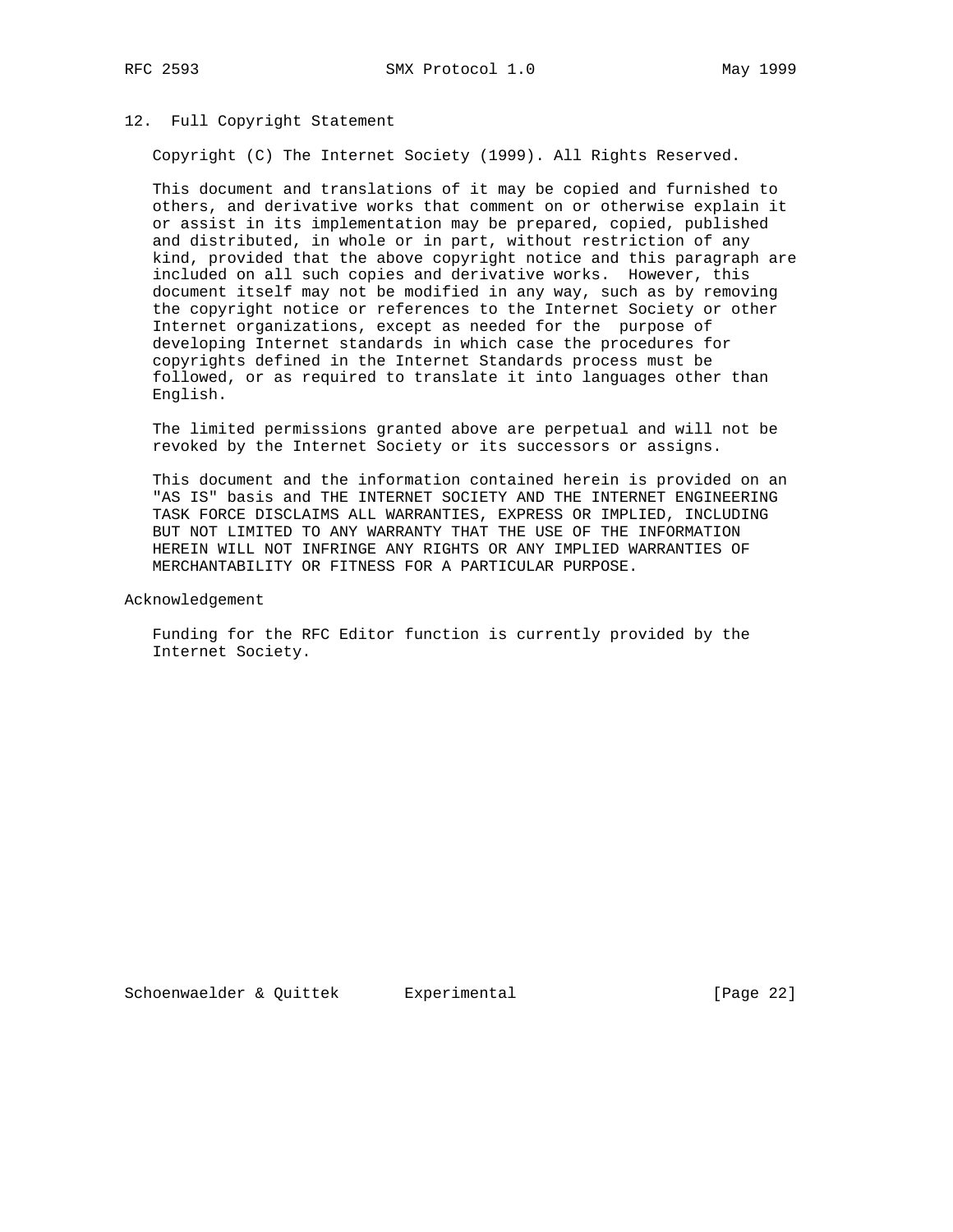## 12. Full Copyright Statement

Copyright (C) The Internet Society (1999). All Rights Reserved.

This document and translations of it may be copied and furnished to others, and derivative works that comment on or otherwise explain it or assist in its implementation may be prepared, copied, published and distributed, in whole or in part, without restriction of any kind, provided that the above copyright notice and this paragraph are included on all such copies and derivative works. However, this document itself may not be modified in any way, such as by removing the copyright notice or references to the Internet Society or other Internet organizations, except as needed for the purpose of developing Internet standards in which case the procedures for copyrights defined in the Internet Standards process must be followed, or as required to translate it into languages other than English.

The limited permissions granted above are perpetual and will not be revoked by the Internet Society or its successors or assigns.

This document and the information contained herein is provided on an "AS IS" basis and THE INTERNET SOCIETY AND THE INTERNET ENGINEERING TASK FORCE DISCLAIMS ALL WARRANTIES, EXPRESS OR IMPLIED, INCLUDING BUT NOT LIMITED TO ANY WARRANTY THAT THE USE OF THE INFORMATION HEREIN WILL NOT INFRINGE ANY RIGHTS OR ANY IMPLIED WARRANTIES OF MERCHANTABILITY OR FITNESS FOR A PARTICULAR PURPOSE.

## Acknowledgement

Funding for the RFC Editor function is currently provided by the Internet Society.